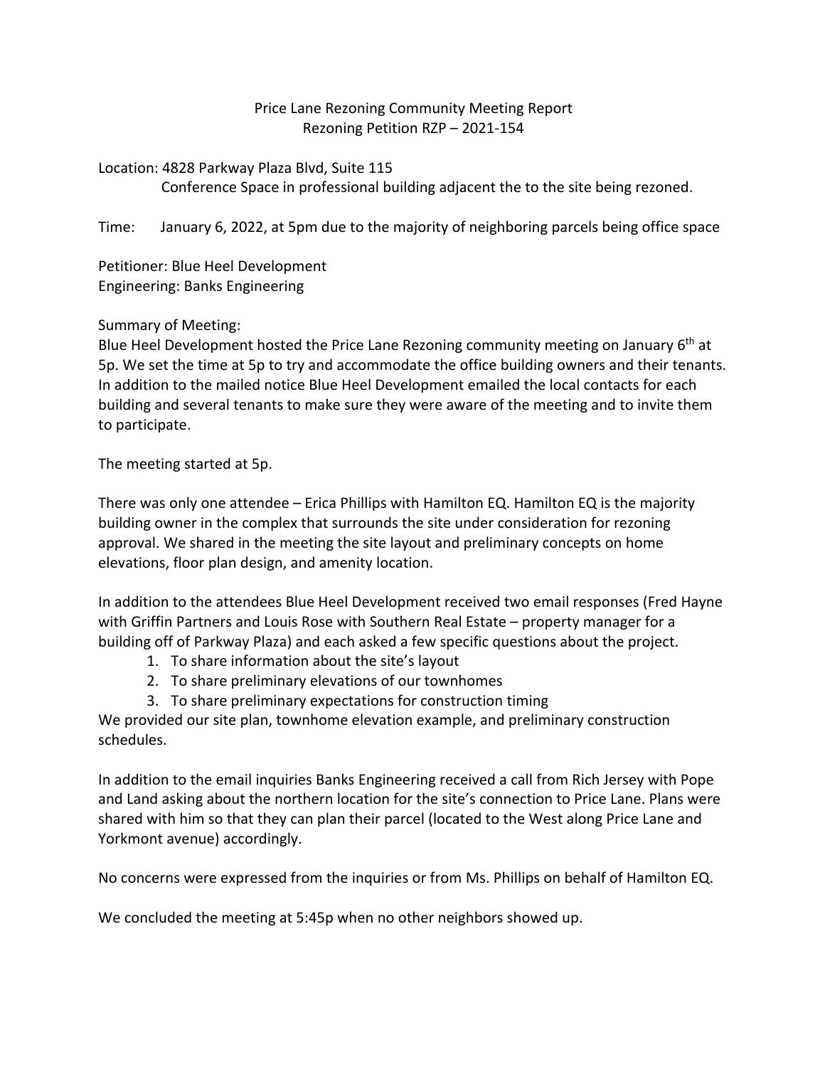# Price Lane Rezoning Community Meeting Report
## Rezoning Petition RZP – 2021-154

Location: 4828 Parkway Plaza Blvd, Suite 115
Conference Space in professional building adjacent the to the site being rezoned.

Time: January 6, 2022, at 5pm due to the majority of neighboring parcels being office space

Petitioner: Blue Heel Development
Engineering: Banks Engineering

Summary of Meeting:
Blue Heel Development hosted the Price Lane Rezoning community meeting on January 6th at 5p. We set the time at 5p to try and accommodate the office building owners and their tenants. In addition to the mailed notice Blue Heel Development emailed the local contacts for each building and several tenants to make sure they were aware of the meeting and to invite them to participate.

The meeting started at 5p.

There was only one attendee – Erica Phillips with Hamilton EQ. Hamilton EQ is the majority building owner in the complex that surrounds the site under consideration for rezoning approval. We shared in the meeting the site layout and preliminary concepts on home elevations, floor plan design, and amenity location.

In addition to the attendees Blue Heel Development received two email responses (Fred Hayne with Griffin Partners and Louis Rose with Southern Real Estate – property manager for a building off of Parkway Plaza) and each asked a few specific questions about the project.

1. To share information about the site's layout
2. To share preliminary elevations of our townhomes
3. To share preliminary expectations for construction timing

We provided our site plan, townhome elevation example, and preliminary construction schedules.

In addition to the email inquiries Banks Engineering received a call from Rich Jersey with Pope and Land asking about the northern location for the site's connection to Price Lane. Plans were shared with him so that they can plan their parcel (located to the West along Price Lane and Yorkmont avenue) accordingly.

No concerns were expressed from the inquiries or from Ms. Phillips on behalf of Hamilton EQ.

We concluded the meeting at 5:45p when no other neighbors showed up.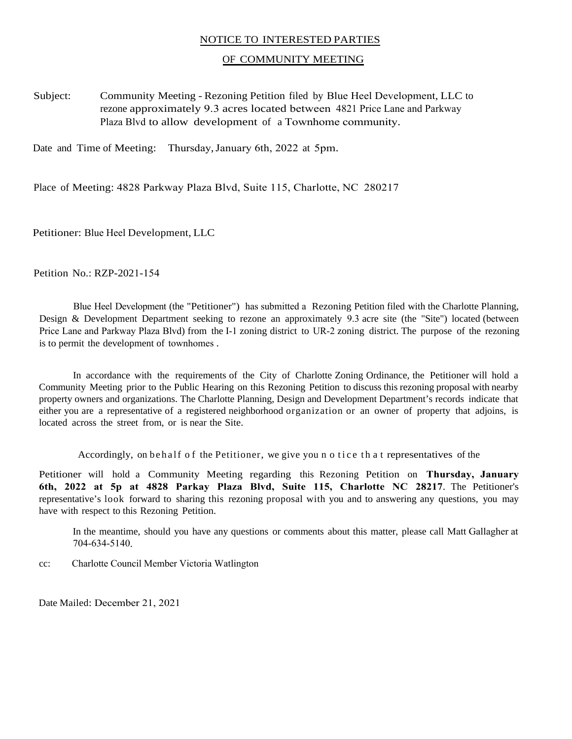NOTICE TO INTERESTED PARTIES

OF COMMUNITY MEETING

Subject: Community Meeting - Rezoning Petition filed by Blue Heel Development, LLC to rezone approximately 9.3 acres located between 4821 Price Lane and Parkway Plaza Blvd to allow development of a Townhome community.

Date and Time of Meeting: Thursday, January 6th, 2022 at 5pm.

Place of Meeting: 4828 Parkway Plaza Blvd, Suite 115, Charlotte, NC 280217

Petitioner: Blue Heel Development, LLC

Petition No.: RZP-2021-154

Blue Heel Development (the "Petitioner") has submitted a Rezoning Petition filed with the Charlotte Planning, Design & Development Department seeking to rezone an approximately 9.3 acre site (the "Site") located (between Price Lane and Parkway Plaza Blvd) from the I-1 zoning district to UR-2 zoning district. The purpose of the rezoning is to permit the development of townhomes .

In accordance with the requirements of the City of Charlotte Zoning Ordinance, the Petitioner will hold a Community Meeting prior to the Public Hearing on this Rezoning Petition to discuss this rezoning proposal with nearby property owners and organizations. The Charlotte Planning, Design and Development Department's records indicate that either you are a representative of a registered neighborhood organization or an owner of property that adjoins, is located across the street from, or is near the Site.

Accordingly, on behalf of the Petitioner, we give you notice that representatives of the Petitioner will hold a Community Meeting regarding this Rezoning Petition on **Thursday, January 6th, 2022 at 5p at 4828 Parkay Plaza Blvd, Suite 115, Charlotte NC 28217**. The Petitioner's representative's look forward to sharing this rezoning proposal with you and to answering any questions, you may have with respect to this Rezoning Petition.

In the meantime, should you have any questions or comments about this matter, please call Matt Gallagher at 704-634-5140.

cc: Charlotte Council Member Victoria Watlington

Date Mailed: December 21, 2021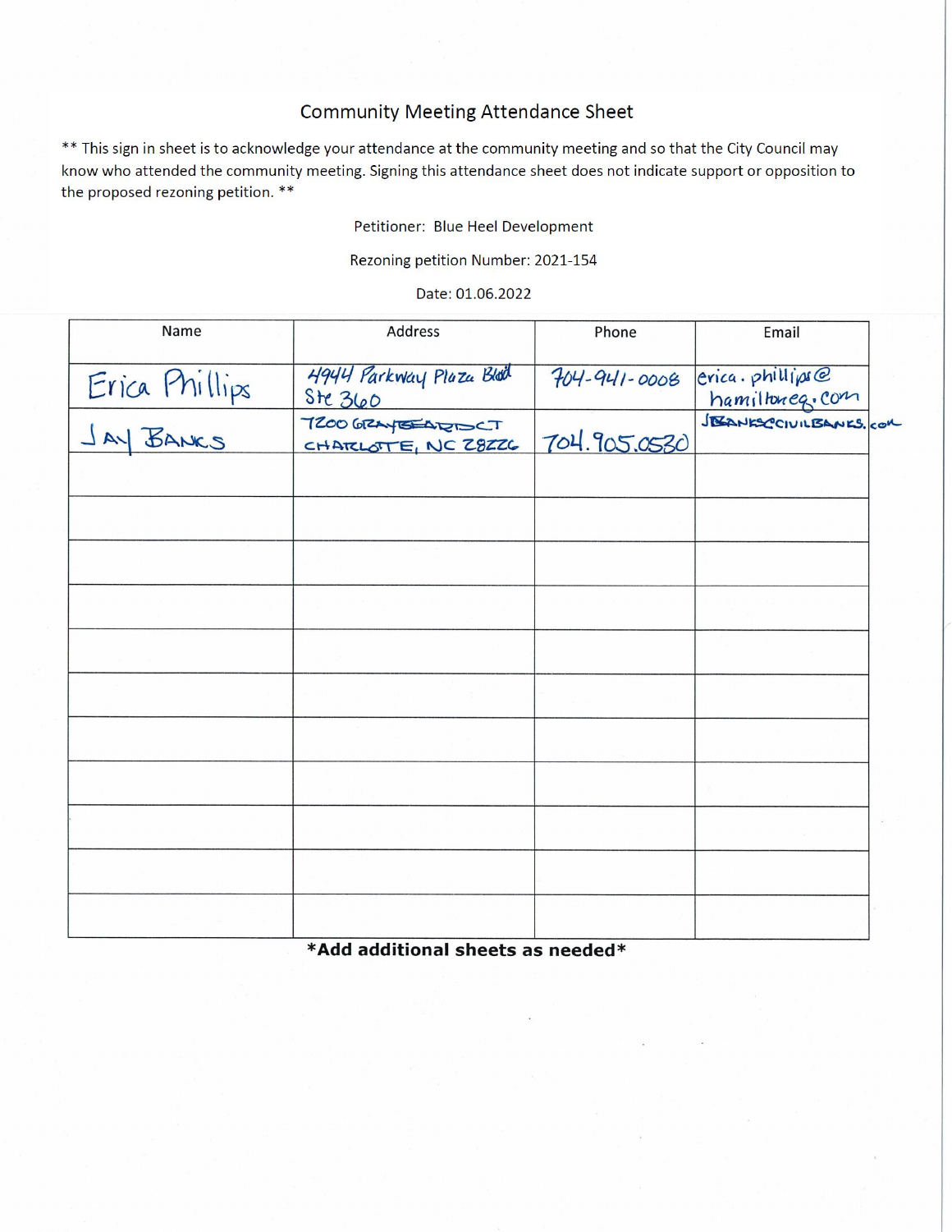# Community Meeting Attendance Sheet

** This sign in sheet is to acknowledge your attendance at the community meeting and so that the City Council may know who attended the community meeting. Signing this attendance sheet does not indicate support or opposition to the proposed rezoning petition. **

Petitioner: Blue Heel Development

Rezoning petition Number: 2021-154

Date: 01.06.2022

| Name | Address | Phone | Email |
|---|---|---|---|
| Erica Phillips | 4944 Parkway Plaza Blvd Ste 360 | 704-941-0008 | erica.phillips@hamiltoneg.com |
| JAY BANKS | 7200 GRAYBEARD CT CHARLOTTE, NC 28226 | 704.905.0530 | JBANKS@CIVILBANKS.com |
| | | | |
| | | | |
| | | | |
| | | | |
| | | | |
| | | | |
| | | | |
| | | | |
| | | | |
| | | | |
| | | | |

***Add additional sheets as needed***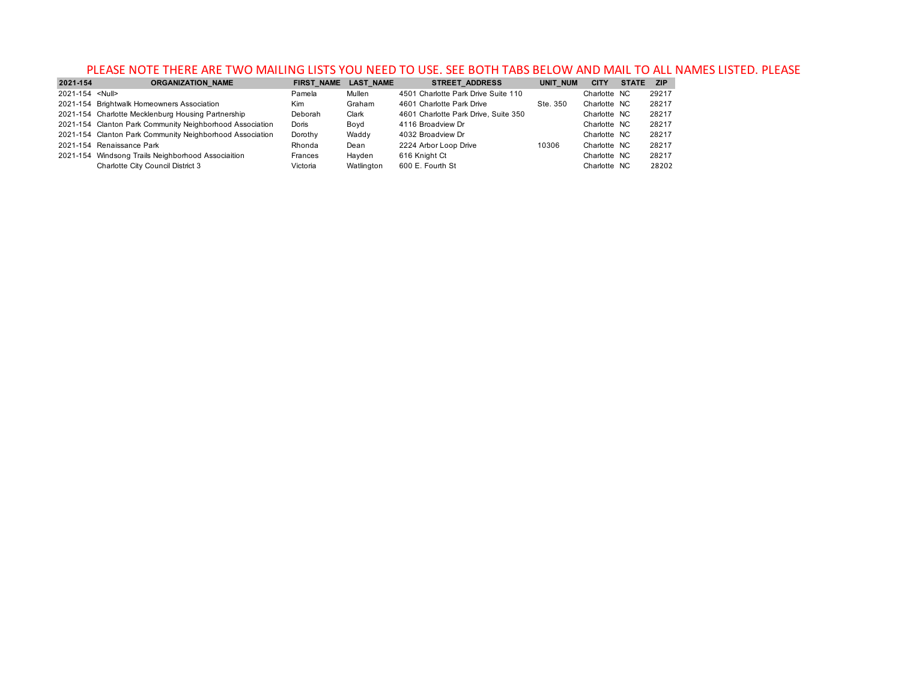PLEASE NOTE THERE ARE TWO MAILING LISTS YOU NEED TO USE. SEE BOTH TABS BELOW AND MAIL TO ALL NAMES LISTED. PLEASE

| 2021-154 | ORGANIZATION_NAME | FIRST_NAME | LAST_NAME | STREET_ADDRESS | UNIT_NUM | CITY | STATE | ZIP |
|---|---|---|---|---|---|---|---|---|
| 2021-154 | <Null> | Pamela | Mullen | 4501 Charlotte Park Drive Suite 110 | | Charlotte | NC | 29217 |
| 2021-154 | Brightwalk Homeowners Association | Kim | Graham | 4601 Charlotte Park Drive | Ste. 350 | Charlotte | NC | 28217 |
| 2021-154 | Charlotte Mecklenburg Housing Partnership | Deborah | Clark | 4601 Charlotte Park Drive, Suite 350 | | Charlotte | NC | 28217 |
| 2021-154 | Clanton Park Community Neighborhood Association | Doris | Boyd | 4116 Broadview Dr | | Charlotte | NC | 28217 |
| 2021-154 | Clanton Park Community Neighborhood Association | Dorothy | Waddy | 4032 Broadview Dr | | Charlotte | NC | 28217 |
| 2021-154 | Renaissance Park | Rhonda | Dean | 2224 Arbor Loop Drive | 10306 | Charlotte | NC | 28217 |
| 2021-154 | Windsong Trails Neighborhood Associaition | Frances | Hayden | 616 Knight Ct | | Charlotte | NC | 28217 |
| | Charlotte City Council District 3 | Victoria | Watlington | 600 E. Fourth St | | Charlotte | NC | 28202 |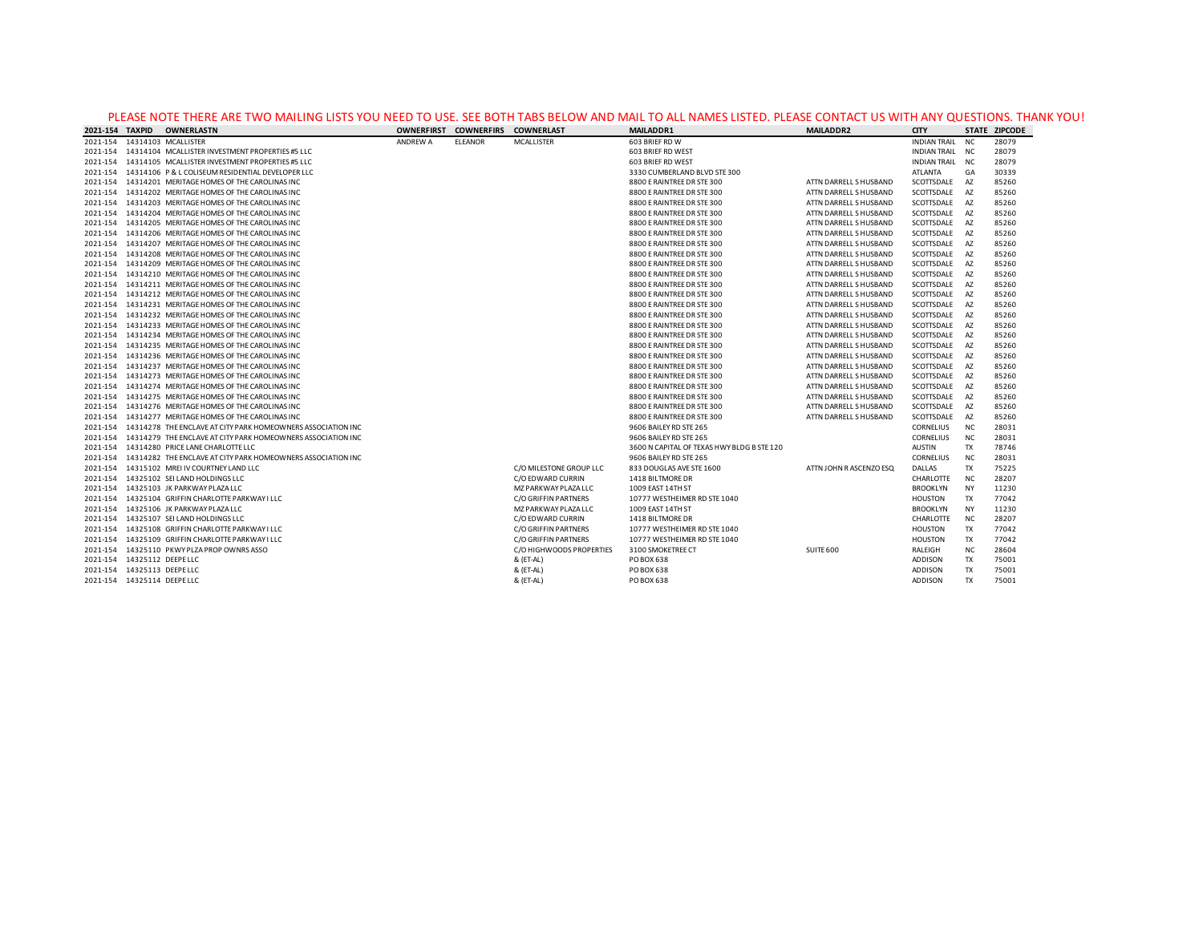PLEASE NOTE THERE ARE TWO MAILING LISTS YOU NEED TO USE. SEE BOTH TABS BELOW AND MAIL TO ALL NAMES LISTED. PLEASE CONTACT US WITH ANY QUESTIONS. THANK YOU!

| 2021-154 | TAXPID | OWNERLASTN | OWNERFIRST | COWNERFIRS | COWNERLAST | MAILADDR1 | MAILADDR2 | CITY | STATE | ZIPCODE |
|---|---|---|---|---|---|---|---|---|---|---|
| 2021-154 | 14314103 | MCALLISTER | ANDREW A | ELEANOR | MCALLISTER | 603 BRIEF RD W | | INDIAN TRAIL | NC | 28079 |
| 2021-154 | 14314104 | MCALLISTER INVESTMENT PROPERTIES #5 LLC | | | | 603 BRIEF RD WEST | | INDIAN TRAIL | NC | 28079 |
| 2021-154 | 14314105 | MCALLISTER INVESTMENT PROPERTIES #5 LLC | | | | 603 BRIEF RD WEST | | INDIAN TRAIL | NC | 28079 |
| 2021-154 | 14314106 | P & L COLISEUM RESIDENTIAL DEVELOPER LLC | | | | 3330 CUMBERLAND BLVD STE 300 | | ATLANTA | GA | 30339 |
| 2021-154 | 14314201 | MERITAGE HOMES OF THE CAROLINAS INC | | | | 8800 E RAINTREE DR STE 300 | ATTN DARRELL S HUSBAND | SCOTTSDALE | AZ | 85260 |
| 2021-154 | 14314202 | MERITAGE HOMES OF THE CAROLINAS INC | | | | 8800 E RAINTREE DR STE 300 | ATTN DARRELL S HUSBAND | SCOTTSDALE | AZ | 85260 |
| 2021-154 | 14314203 | MERITAGE HOMES OF THE CAROLINAS INC | | | | 8800 E RAINTREE DR STE 300 | ATTN DARRELL S HUSBAND | SCOTTSDALE | AZ | 85260 |
| 2021-154 | 14314204 | MERITAGE HOMES OF THE CAROLINAS INC | | | | 8800 E RAINTREE DR STE 300 | ATTN DARRELL S HUSBAND | SCOTTSDALE | AZ | 85260 |
| 2021-154 | 14314205 | MERITAGE HOMES OF THE CAROLINAS INC | | | | 8800 E RAINTREE DR STE 300 | ATTN DARRELL S HUSBAND | SCOTTSDALE | AZ | 85260 |
| 2021-154 | 14314206 | MERITAGE HOMES OF THE CAROLINAS INC | | | | 8800 E RAINTREE DR STE 300 | ATTN DARRELL S HUSBAND | SCOTTSDALE | AZ | 85260 |
| 2021-154 | 14314207 | MERITAGE HOMES OF THE CAROLINAS INC | | | | 8800 E RAINTREE DR STE 300 | ATTN DARRELL S HUSBAND | SCOTTSDALE | AZ | 85260 |
| 2021-154 | 14314208 | MERITAGE HOMES OF THE CAROLINAS INC | | | | 8800 E RAINTREE DR STE 300 | ATTN DARRELL S HUSBAND | SCOTTSDALE | AZ | 85260 |
| 2021-154 | 14314209 | MERITAGE HOMES OF THE CAROLINAS INC | | | | 8800 E RAINTREE DR STE 300 | ATTN DARRELL S HUSBAND | SCOTTSDALE | AZ | 85260 |
| 2021-154 | 14314210 | MERITAGE HOMES OF THE CAROLINAS INC | | | | 8800 E RAINTREE DR STE 300 | ATTN DARRELL S HUSBAND | SCOTTSDALE | AZ | 85260 |
| 2021-154 | 14314211 | MERITAGE HOMES OF THE CAROLINAS INC | | | | 8800 E RAINTREE DR STE 300 | ATTN DARRELL S HUSBAND | SCOTTSDALE | AZ | 85260 |
| 2021-154 | 14314212 | MERITAGE HOMES OF THE CAROLINAS INC | | | | 8800 E RAINTREE DR STE 300 | ATTN DARRELL S HUSBAND | SCOTTSDALE | AZ | 85260 |
| 2021-154 | 14314231 | MERITAGE HOMES OF THE CAROLINAS INC | | | | 8800 E RAINTREE DR STE 300 | ATTN DARRELL S HUSBAND | SCOTTSDALE | AZ | 85260 |
| 2021-154 | 14314232 | MERITAGE HOMES OF THE CAROLINAS INC | | | | 8800 E RAINTREE DR STE 300 | ATTN DARRELL S HUSBAND | SCOTTSDALE | AZ | 85260 |
| 2021-154 | 14314233 | MERITAGE HOMES OF THE CAROLINAS INC | | | | 8800 E RAINTREE DR STE 300 | ATTN DARRELL S HUSBAND | SCOTTSDALE | AZ | 85260 |
| 2021-154 | 14314234 | MERITAGE HOMES OF THE CAROLINAS INC | | | | 8800 E RAINTREE DR STE 300 | ATTN DARRELL S HUSBAND | SCOTTSDALE | AZ | 85260 |
| 2021-154 | 14314235 | MERITAGE HOMES OF THE CAROLINAS INC | | | | 8800 E RAINTREE DR STE 300 | ATTN DARRELL S HUSBAND | SCOTTSDALE | AZ | 85260 |
| 2021-154 | 14314236 | MERITAGE HOMES OF THE CAROLINAS INC | | | | 8800 E RAINTREE DR STE 300 | ATTN DARRELL S HUSBAND | SCOTTSDALE | AZ | 85260 |
| 2021-154 | 14314237 | MERITAGE HOMES OF THE CAROLINAS INC | | | | 8800 E RAINTREE DR STE 300 | ATTN DARRELL S HUSBAND | SCOTTSDALE | AZ | 85260 |
| 2021-154 | 14314273 | MERITAGE HOMES OF THE CAROLINAS INC | | | | 8800 E RAINTREE DR STE 300 | ATTN DARRELL S HUSBAND | SCOTTSDALE | AZ | 85260 |
| 2021-154 | 14314274 | MERITAGE HOMES OF THE CAROLINAS INC | | | | 8800 E RAINTREE DR STE 300 | ATTN DARRELL S HUSBAND | SCOTTSDALE | AZ | 85260 |
| 2021-154 | 14314275 | MERITAGE HOMES OF THE CAROLINAS INC | | | | 8800 E RAINTREE DR STE 300 | ATTN DARRELL S HUSBAND | SCOTTSDALE | AZ | 85260 |
| 2021-154 | 14314276 | MERITAGE HOMES OF THE CAROLINAS INC | | | | 8800 E RAINTREE DR STE 300 | ATTN DARRELL S HUSBAND | SCOTTSDALE | AZ | 85260 |
| 2021-154 | 14314277 | MERITAGE HOMES OF THE CAROLINAS INC | | | | 8800 E RAINTREE DR STE 300 | ATTN DARRELL S HUSBAND | SCOTTSDALE | AZ | 85260 |
| 2021-154 | 14314278 | THE ENCLAVE AT CITY PARK HOMEOWNERS ASSOCIATION INC | | | | 9606 BAILEY RD STE 265 | | CORNELIUS | NC | 28031 |
| 2021-154 | 14314279 | THE ENCLAVE AT CITY PARK HOMEOWNERS ASSOCIATION INC | | | | 9606 BAILEY RD STE 265 | | CORNELIUS | NC | 28031 |
| 2021-154 | 14314280 | PRICE LANE CHARLOTTE LLC | | | | 3600 N CAPITAL OF TEXAS HWY BLDG B STE 120 | | AUSTIN | TX | 78746 |
| 2021-154 | 14314282 | THE ENCLAVE AT CITY PARK HOMEOWNERS ASSOCIATION INC | | | | 9606 BAILEY RD STE 265 | | CORNELIUS | NC | 28031 |
| 2021-154 | 14315102 | MREI IV COURTNEY LAND LLC | | | C/O MILESTONE GROUP LLC | 833 DOUGLAS AVE STE 1600 | ATTN JOHN R ASCENZO ESQ | DALLAS | TX | 75225 |
| 2021-154 | 14325102 | SEI LAND HOLDINGS LLC | | | C/O EDWARD CURRIN | 1418 BILTMORE DR | | CHARLOTTE | NC | 28207 |
| 2021-154 | 14325103 | JK PARKWAY PLAZA LLC | | | MZ PARKWAY PLAZA LLC | 1009 EAST 14TH ST | | BROOKLYN | NY | 11230 |
| 2021-154 | 14325104 | GRIFFIN CHARLOTTE PARKWAY I LLC | | | C/O GRIFFIN PARTNERS | 10777 WESTHEIMER RD STE 1040 | | HOUSTON | TX | 77042 |
| 2021-154 | 14325106 | JK PARKWAY PLAZA LLC | | | MZ PARKWAY PLAZA LLC | 1009 EAST 14TH ST | | BROOKLYN | NY | 11230 |
| 2021-154 | 14325107 | SEI LAND HOLDINGS LLC | | | C/O EDWARD CURRIN | 1418 BILTMORE DR | | CHARLOTTE | NC | 28207 |
| 2021-154 | 14325108 | GRIFFIN CHARLOTTE PARKWAY I LLC | | | C/O GRIFFIN PARTNERS | 10777 WESTHEIMER RD STE 1040 | | HOUSTON | TX | 77042 |
| 2021-154 | 14325109 | GRIFFIN CHARLOTTE PARKWAY I LLC | | | C/O GRIFFIN PARTNERS | 10777 WESTHEIMER RD STE 1040 | | HOUSTON | TX | 77042 |
| 2021-154 | 14325110 | PKWY PLZA PROP OWNRS ASSO | | | C/O HIGHWOODS PROPERTIES | 3100 SMOKETREE CT | SUITE 600 | RALEIGH | NC | 28604 |
| 2021-154 | 14325112 | DEEPE LLC | | | & (ET-AL) | PO BOX 638 | | ADDISON | TX | 75001 |
| 2021-154 | 14325113 | DEEPE LLC | | | & (ET-AL) | PO BOX 638 | | ADDISON | TX | 75001 |
| 2021-154 | 14325114 | DEEPE LLC | | | & (ET-AL) | PO BOX 638 | | ADDISON | TX | 75001 |